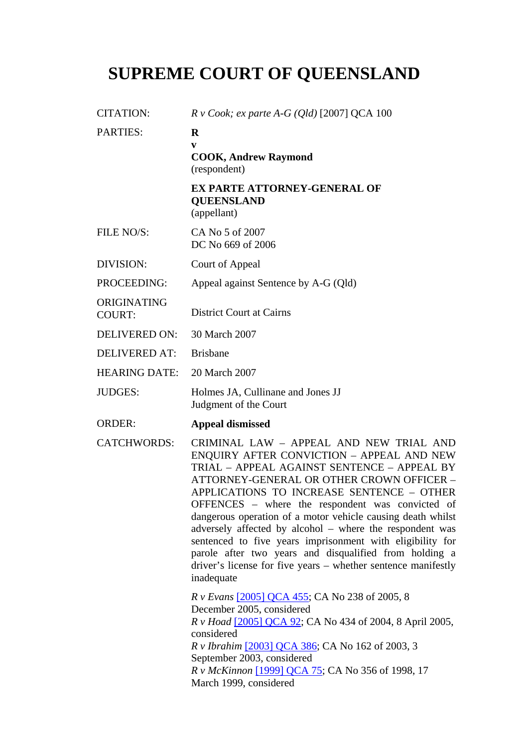# SUPREME COURT OF QUEENSLAND

| | |
|---|---|
| CITATION: | *R v Cook; ex parte A-G (Qld)* [2007] QCA 100 |
| PARTIES: | **R**<br>**v**<br>**COOK, Andrew Raymond**<br>(respondent)<br><br>**EX PARTE ATTORNEY-GENERAL OF QUEENSLAND**<br>(appellant) |
| FILE NO/S: | CA No 5 of 2007<br>DC No 669 of 2006 |
| DIVISION: | Court of Appeal |
| PROCEEDING: | Appeal against Sentence by A-G (Qld) |
| ORIGINATING COURT: | District Court at Cairns |
| DELIVERED ON: | 30 March 2007 |
| DELIVERED AT: | Brisbane |
| HEARING DATE: | 20 March 2007 |
| JUDGES: | Holmes JA, Cullinane and Jones JJ<br>Judgment of the Court |
| ORDER: | **Appeal dismissed** |
| CATCHWORDS: | CRIMINAL LAW – APPEAL AND NEW TRIAL AND ENQUIRY AFTER CONVICTION – APPEAL AND NEW TRIAL – APPEAL AGAINST SENTENCE – APPEAL BY ATTORNEY-GENERAL OR OTHER CROWN OFFICER – APPLICATIONS TO INCREASE SENTENCE – OTHER OFFENCES – where the respondent was convicted of dangerous operation of a motor vehicle causing death whilst adversely affected by alcohol – where the respondent was sentenced to five years imprisonment with eligibility for parole after two years and disqualified from holding a driver's license for five years – whether sentence manifestly inadequate<br><br>*R v Evans* [2005] QCA 455; CA No 238 of 2005, 8 December 2005, considered<br>*R v Hoad* [2005] QCA 92; CA No 434 of 2004, 8 April 2005, considered<br>*R v Ibrahim* [2003] QCA 386; CA No 162 of 2003, 3 September 2003, considered<br>*R v McKinnon* [1999] QCA 75; CA No 356 of 1998, 17 March 1999, considered |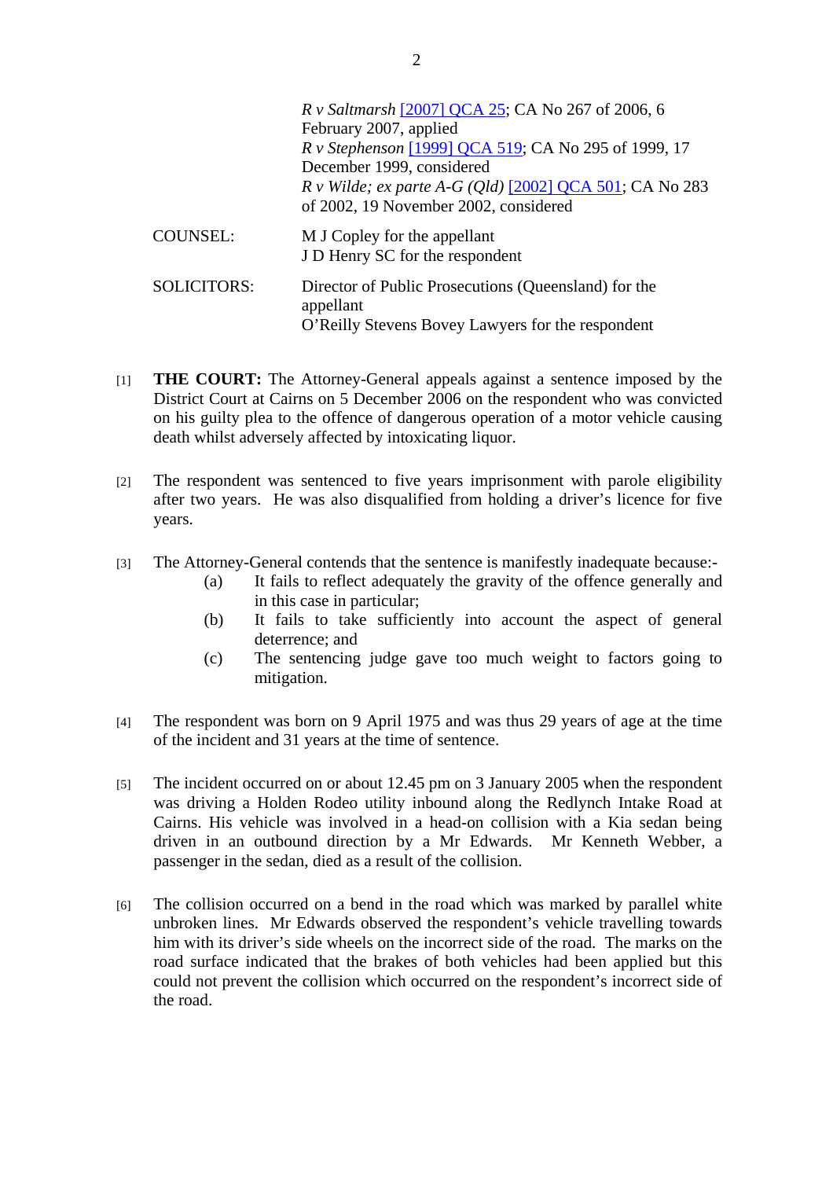| | |
|---|---|
| | *R v Saltmarsh* [2007] QCA 25; CA No 267 of 2006, 6 February 2007, applied<br>*R v Stephenson* [1999] QCA 519; CA No 295 of 1999, 17 December 1999, considered<br>*R v Wilde; ex parte A-G (Qld)* [2002] QCA 501; CA No 283 of 2002, 19 November 2002, considered |
| COUNSEL: | M J Copley for the appellant<br>J D Henry SC for the respondent |
| SOLICITORS: | Director of Public Prosecutions (Queensland) for the appellant<br>O'Reilly Stevens Bovey Lawyers for the respondent |

[1] **THE COURT:** The Attorney-General appeals against a sentence imposed by the District Court at Cairns on 5 December 2006 on the respondent who was convicted on his guilty plea to the offence of dangerous operation of a motor vehicle causing death whilst adversely affected by intoxicating liquor.

[2] The respondent was sentenced to five years imprisonment with parole eligibility after two years. He was also disqualified from holding a driver's licence for five years.

[3] The Attorney-General contends that the sentence is manifestly inadequate because:-

(a) It fails to reflect adequately the gravity of the offence generally and in this case in particular;

(b) It fails to take sufficiently into account the aspect of general deterrence; and

(c) The sentencing judge gave too much weight to factors going to mitigation.

[4] The respondent was born on 9 April 1975 and was thus 29 years of age at the time of the incident and 31 years at the time of sentence.

[5] The incident occurred on or about 12.45 pm on 3 January 2005 when the respondent was driving a Holden Rodeo utility inbound along the Redlynch Intake Road at Cairns. His vehicle was involved in a head-on collision with a Kia sedan being driven in an outbound direction by a Mr Edwards. Mr Kenneth Webber, a passenger in the sedan, died as a result of the collision.

[6] The collision occurred on a bend in the road which was marked by parallel white unbroken lines. Mr Edwards observed the respondent's vehicle travelling towards him with its driver's side wheels on the incorrect side of the road. The marks on the road surface indicated that the brakes of both vehicles had been applied but this could not prevent the collision which occurred on the respondent's incorrect side of the road.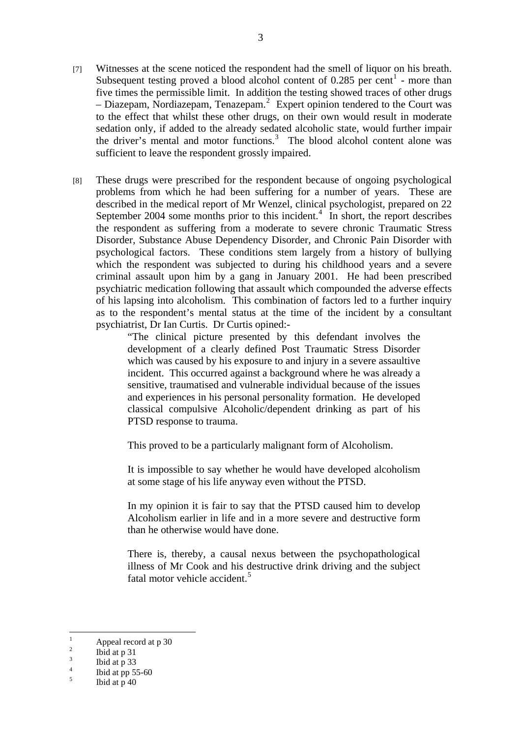[7] Witnesses at the scene noticed the respondent had the smell of liquor on his breath. Subsequent testing proved a blood alcohol content of 0.285 per cent[1] - more than five times the permissible limit. In addition the testing showed traces of other drugs – Diazepam, Nordiazepam, Tenazepam.[2] Expert opinion tendered to the Court was to the effect that whilst these other drugs, on their own would result in moderate sedation only, if added to the already sedated alcoholic state, would further impair the driver's mental and motor functions.[3] The blood alcohol content alone was sufficient to leave the respondent grossly impaired.

[8] These drugs were prescribed for the respondent because of ongoing psychological problems from which he had been suffering for a number of years. These are described in the medical report of Mr Wenzel, clinical psychologist, prepared on 22 September 2004 some months prior to this incident.[4] In short, the report describes the respondent as suffering from a moderate to severe chronic Traumatic Stress Disorder, Substance Abuse Dependency Disorder, and Chronic Pain Disorder with psychological factors. These conditions stem largely from a history of bullying which the respondent was subjected to during his childhood years and a severe criminal assault upon him by a gang in January 2001. He had been prescribed psychiatric medication following that assault which compounded the adverse effects of his lapsing into alcoholism. This combination of factors led to a further inquiry as to the respondent's mental status at the time of the incident by a consultant psychiatrist, Dr Ian Curtis. Dr Curtis opined:-

> "The clinical picture presented by this defendant involves the development of a clearly defined Post Traumatic Stress Disorder which was caused by his exposure to and injury in a severe assaultive incident. This occurred against a background where he was already a sensitive, traumatised and vulnerable individual because of the issues and experiences in his personal personality formation. He developed classical compulsive Alcoholic/dependent drinking as part of his PTSD response to trauma.
>
> This proved to be a particularly malignant form of Alcoholism.
>
> It is impossible to say whether he would have developed alcoholism at some stage of his life anyway even without the PTSD.
>
> In my opinion it is fair to say that the PTSD caused him to develop Alcoholism earlier in life and in a more severe and destructive form than he otherwise would have done.
>
> There is, thereby, a causal nexus between the psychopathological illness of Mr Cook and his destructive drink driving and the subject fatal motor vehicle accident.[5]

---

[1] Appeal record at p 30

[2] Ibid at p 31

[3] Ibid at p 33

[4] Ibid at pp 55-60

[5] Ibid at p 40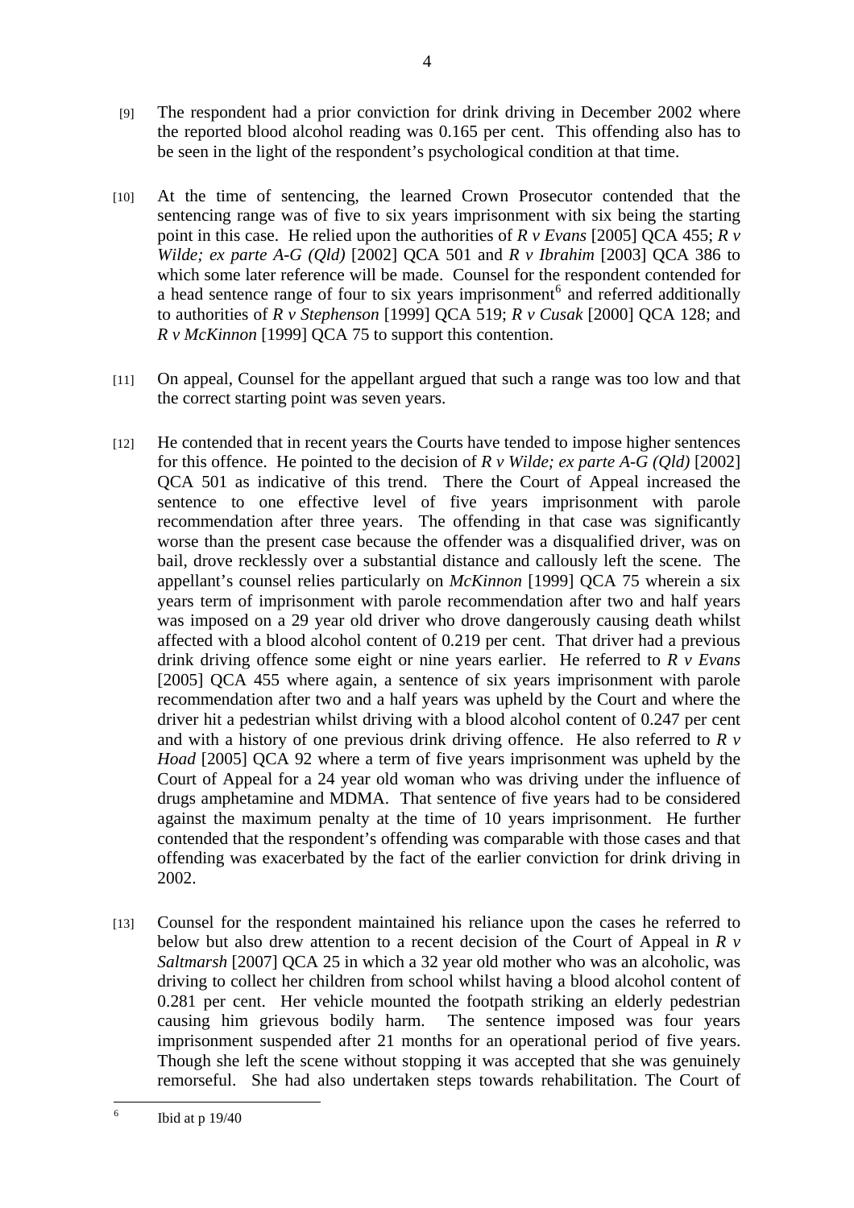[9] The respondent had a prior conviction for drink driving in December 2002 where the reported blood alcohol reading was 0.165 per cent. This offending also has to be seen in the light of the respondent's psychological condition at that time.

[10] At the time of sentencing, the learned Crown Prosecutor contended that the sentencing range was of five to six years imprisonment with six being the starting point in this case. He relied upon the authorities of *R v Evans* [2005] QCA 455; *R v Wilde; ex parte A-G (Qld)* [2002] QCA 501 and *R v Ibrahim* [2003] QCA 386 to which some later reference will be made. Counsel for the respondent contended for a head sentence range of four to six years imprisonment[6] and referred additionally to authorities of *R v Stephenson* [1999] QCA 519; *R v Cusak* [2000] QCA 128; and *R v McKinnon* [1999] QCA 75 to support this contention.

[11] On appeal, Counsel for the appellant argued that such a range was too low and that the correct starting point was seven years.

[12] He contended that in recent years the Courts have tended to impose higher sentences for this offence. He pointed to the decision of *R v Wilde; ex parte A-G (Qld)* [2002] QCA 501 as indicative of this trend. There the Court of Appeal increased the sentence to one effective level of five years imprisonment with parole recommendation after three years. The offending in that case was significantly worse than the present case because the offender was a disqualified driver, was on bail, drove recklessly over a substantial distance and callously left the scene. The appellant's counsel relies particularly on *McKinnon* [1999] QCA 75 wherein a six years term of imprisonment with parole recommendation after two and half years was imposed on a 29 year old driver who drove dangerously causing death whilst affected with a blood alcohol content of 0.219 per cent. That driver had a previous drink driving offence some eight or nine years earlier. He referred to *R v Evans* [2005] QCA 455 where again, a sentence of six years imprisonment with parole recommendation after two and a half years was upheld by the Court and where the driver hit a pedestrian whilst driving with a blood alcohol content of 0.247 per cent and with a history of one previous drink driving offence. He also referred to *R v Hoad* [2005] QCA 92 where a term of five years imprisonment was upheld by the Court of Appeal for a 24 year old woman who was driving under the influence of drugs amphetamine and MDMA. That sentence of five years had to be considered against the maximum penalty at the time of 10 years imprisonment. He further contended that the respondent's offending was comparable with those cases and that offending was exacerbated by the fact of the earlier conviction for drink driving in 2002.

[13] Counsel for the respondent maintained his reliance upon the cases he referred to below but also drew attention to a recent decision of the Court of Appeal in *R v Saltmarsh* [2007] QCA 25 in which a 32 year old mother who was an alcoholic, was driving to collect her children from school whilst having a blood alcohol content of 0.281 per cent. Her vehicle mounted the footpath striking an elderly pedestrian causing him grievous bodily harm. The sentence imposed was four years imprisonment suspended after 21 months for an operational period of five years. Though she left the scene without stopping it was accepted that she was genuinely remorseful. She had also undertaken steps towards rehabilitation. The Court of

[6] Ibid at p 19/40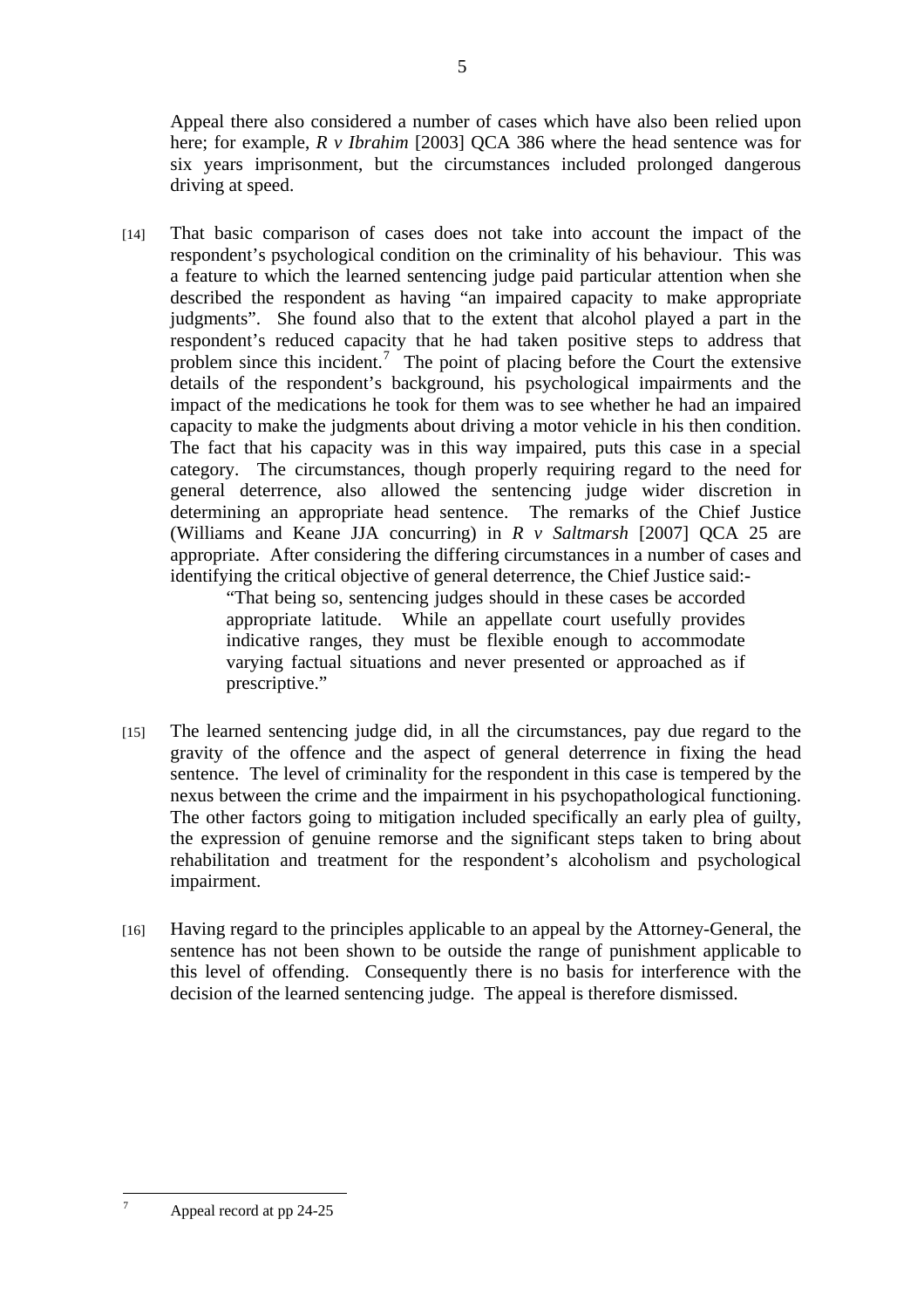Appeal there also considered a number of cases which have also been relied upon here; for example, *R v Ibrahim* [2003] QCA 386 where the head sentence was for six years imprisonment, but the circumstances included prolonged dangerous driving at speed.

[14] That basic comparison of cases does not take into account the impact of the respondent's psychological condition on the criminality of his behaviour. This was a feature to which the learned sentencing judge paid particular attention when she described the respondent as having "an impaired capacity to make appropriate judgments". She found also that to the extent that alcohol played a part in the respondent's reduced capacity that he had taken positive steps to address that problem since this incident.[7] The point of placing before the Court the extensive details of the respondent's background, his psychological impairments and the impact of the medications he took for them was to see whether he had an impaired capacity to make the judgments about driving a motor vehicle in his then condition. The fact that his capacity was in this way impaired, puts this case in a special category. The circumstances, though properly requiring regard to the need for general deterrence, also allowed the sentencing judge wider discretion in determining an appropriate head sentence. The remarks of the Chief Justice (Williams and Keane JJA concurring) in *R v Saltmarsh* [2007] QCA 25 are appropriate. After considering the differing circumstances in a number of cases and identifying the critical objective of general deterrence, the Chief Justice said:-

> "That being so, sentencing judges should in these cases be accorded appropriate latitude. While an appellate court usefully provides indicative ranges, they must be flexible enough to accommodate varying factual situations and never presented or approached as if prescriptive."

[15] The learned sentencing judge did, in all the circumstances, pay due regard to the gravity of the offence and the aspect of general deterrence in fixing the head sentence. The level of criminality for the respondent in this case is tempered by the nexus between the crime and the impairment in his psychopathological functioning. The other factors going to mitigation included specifically an early plea of guilty, the expression of genuine remorse and the significant steps taken to bring about rehabilitation and treatment for the respondent's alcoholism and psychological impairment.

[16] Having regard to the principles applicable to an appeal by the Attorney-General, the sentence has not been shown to be outside the range of punishment applicable to this level of offending. Consequently there is no basis for interference with the decision of the learned sentencing judge. The appeal is therefore dismissed.

---

[7] Appeal record at pp 24-25